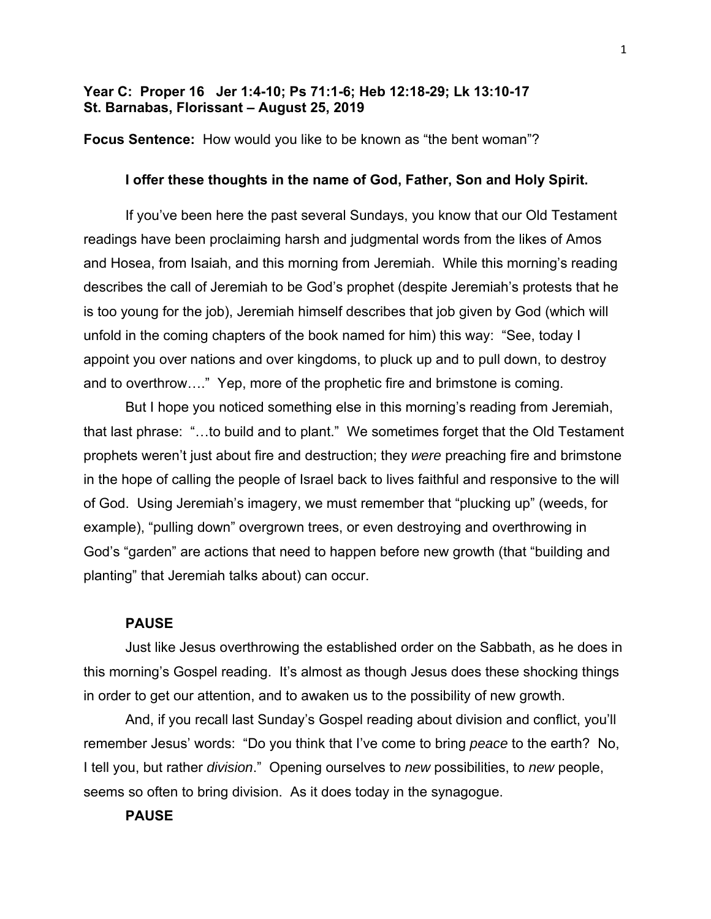**Year C: Proper 16 Jer 1:4-10; Ps 71:1-6; Heb 12:18-29; Lk 13:10-17**
**St. Barnabas, Florissant – August 25, 2019**

**Focus Sentence:** How would you like to be known as "the bent woman"?

**I offer these thoughts in the name of God, Father, Son and Holy Spirit.**

If you've been here the past several Sundays, you know that our Old Testament readings have been proclaiming harsh and judgmental words from the likes of Amos and Hosea, from Isaiah, and this morning from Jeremiah. While this morning's reading describes the call of Jeremiah to be God's prophet (despite Jeremiah's protests that he is too young for the job), Jeremiah himself describes that job given by God (which will unfold in the coming chapters of the book named for him) this way: "See, today I appoint you over nations and over kingdoms, to pluck up and to pull down, to destroy and to overthrow…." Yep, more of the prophetic fire and brimstone is coming.

But I hope you noticed something else in this morning's reading from Jeremiah, that last phrase: "…to build and to plant." We sometimes forget that the Old Testament prophets weren't just about fire and destruction; they *were* preaching fire and brimstone in the hope of calling the people of Israel back to lives faithful and responsive to the will of God. Using Jeremiah's imagery, we must remember that "plucking up" (weeds, for example), "pulling down" overgrown trees, or even destroying and overthrowing in God's "garden" are actions that need to happen before new growth (that "building and planting" that Jeremiah talks about) can occur.

**PAUSE**

Just like Jesus overthrowing the established order on the Sabbath, as he does in this morning's Gospel reading. It's almost as though Jesus does these shocking things in order to get our attention, and to awaken us to the possibility of new growth.

And, if you recall last Sunday's Gospel reading about division and conflict, you'll remember Jesus' words: "Do you think that I've come to bring *peace* to the earth? No, I tell you, but rather *division*." Opening ourselves to *new* possibilities, to *new* people, seems so often to bring division. As it does today in the synagogue.

**PAUSE**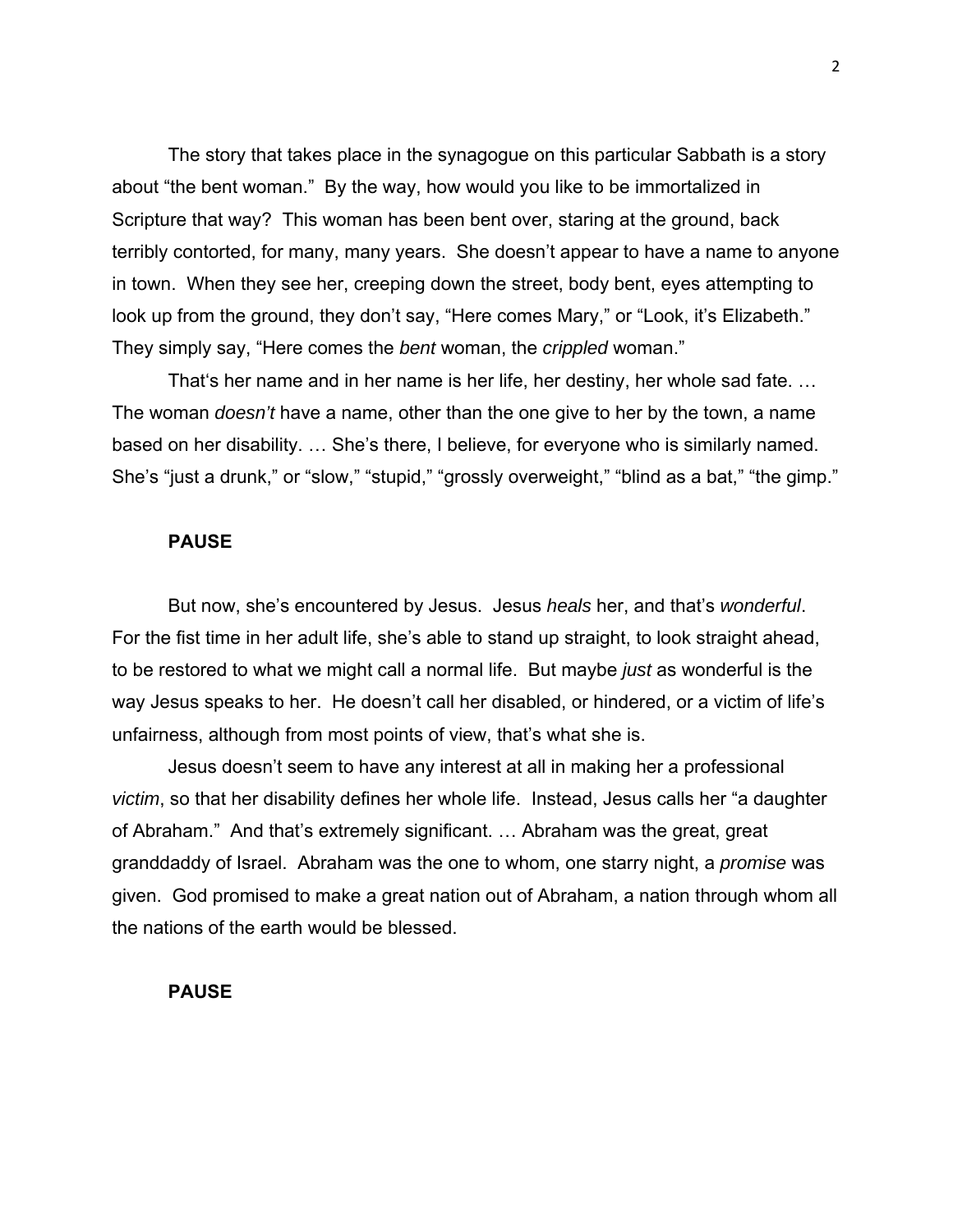The story that takes place in the synagogue on this particular Sabbath is a story about "the bent woman." By the way, how would you like to be immortalized in Scripture that way? This woman has been bent over, staring at the ground, back terribly contorted, for many, many years. She doesn't appear to have a name to anyone in town. When they see her, creeping down the street, body bent, eyes attempting to look up from the ground, they don't say, "Here comes Mary," or "Look, it's Elizabeth." They simply say, "Here comes the *bent* woman, the *crippled* woman."

That's her name and in her name is her life, her destiny, her whole sad fate. … The woman *doesn't* have a name, other than the one give to her by the town, a name based on her disability. … She's there, I believe, for everyone who is similarly named. She's "just a drunk," or "slow," "stupid," "grossly overweight," "blind as a bat," "the gimp."

**PAUSE**

But now, she's encountered by Jesus. Jesus *heals* her, and that's *wonderful*. For the fist time in her adult life, she's able to stand up straight, to look straight ahead, to be restored to what we might call a normal life. But maybe *just* as wonderful is the way Jesus speaks to her. He doesn't call her disabled, or hindered, or a victim of life's unfairness, although from most points of view, that's what she is.

Jesus doesn't seem to have any interest at all in making her a professional *victim*, so that her disability defines her whole life. Instead, Jesus calls her "a daughter of Abraham." And that's extremely significant. … Abraham was the great, great granddaddy of Israel. Abraham was the one to whom, one starry night, a *promise* was given. God promised to make a great nation out of Abraham, a nation through whom all the nations of the earth would be blessed.

**PAUSE**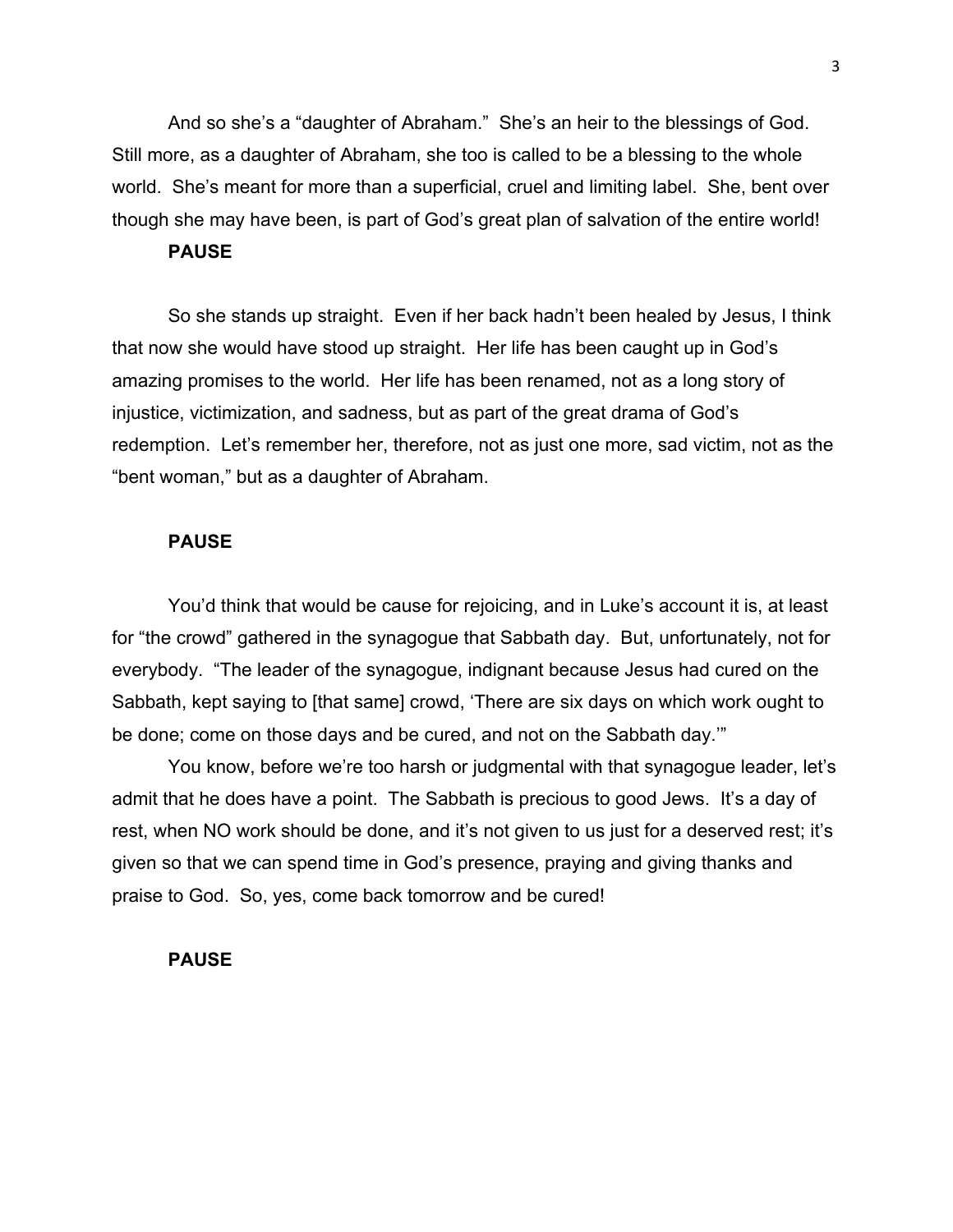And so she's a "daughter of Abraham." She's an heir to the blessings of God. Still more, as a daughter of Abraham, she too is called to be a blessing to the whole world. She's meant for more than a superficial, cruel and limiting label. She, bent over though she may have been, is part of God's great plan of salvation of the entire world!

**PAUSE**

So she stands up straight. Even if her back hadn't been healed by Jesus, I think that now she would have stood up straight. Her life has been caught up in God's amazing promises to the world. Her life has been renamed, not as a long story of injustice, victimization, and sadness, but as part of the great drama of God's redemption. Let's remember her, therefore, not as just one more, sad victim, not as the "bent woman," but as a daughter of Abraham.

**PAUSE**

You'd think that would be cause for rejoicing, and in Luke's account it is, at least for "the crowd" gathered in the synagogue that Sabbath day. But, unfortunately, not for everybody. "The leader of the synagogue, indignant because Jesus had cured on the Sabbath, kept saying to [that same] crowd, 'There are six days on which work ought to be done; come on those days and be cured, and not on the Sabbath day.'"

You know, before we're too harsh or judgmental with that synagogue leader, let's admit that he does have a point. The Sabbath is precious to good Jews. It's a day of rest, when NO work should be done, and it's not given to us just for a deserved rest; it's given so that we can spend time in God's presence, praying and giving thanks and praise to God. So, yes, come back tomorrow and be cured!

**PAUSE**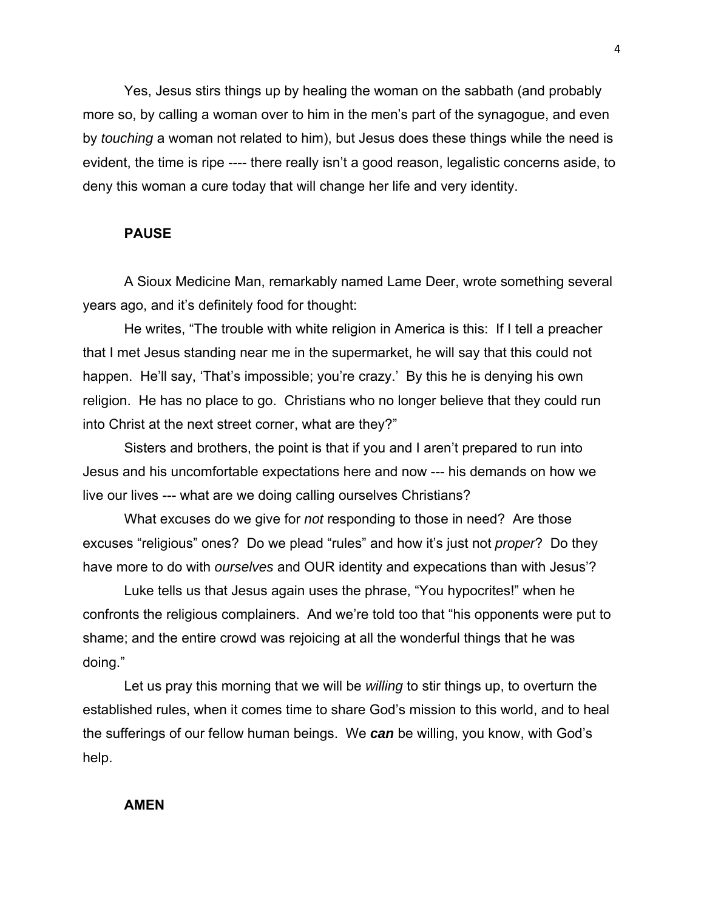Yes, Jesus stirs things up by healing the woman on the sabbath (and probably more so, by calling a woman over to him in the men's part of the synagogue, and even by *touching* a woman not related to him), but Jesus does these things while the need is evident, the time is ripe ---- there really isn't a good reason, legalistic concerns aside, to deny this woman a cure today that will change her life and very identity.

**PAUSE**

A Sioux Medicine Man, remarkably named Lame Deer, wrote something several years ago, and it's definitely food for thought:

He writes, "The trouble with white religion in America is this: If I tell a preacher that I met Jesus standing near me in the supermarket, he will say that this could not happen. He'll say, 'That's impossible; you're crazy.' By this he is denying his own religion. He has no place to go. Christians who no longer believe that they could run into Christ at the next street corner, what are they?"

Sisters and brothers, the point is that if you and I aren't prepared to run into Jesus and his uncomfortable expectations here and now --- his demands on how we live our lives --- what are we doing calling ourselves Christians?

What excuses do we give for *not* responding to those in need? Are those excuses "religious" ones? Do we plead "rules" and how it's just not *proper*? Do they have more to do with *ourselves* and OUR identity and expecations than with Jesus'?

Luke tells us that Jesus again uses the phrase, "You hypocrites!" when he confronts the religious complainers. And we're told too that "his opponents were put to shame; and the entire crowd was rejoicing at all the wonderful things that he was doing."

Let us pray this morning that we will be *willing* to stir things up, to overturn the established rules, when it comes time to share God's mission to this world, and to heal the sufferings of our fellow human beings. We ***can*** be willing, you know, with God's help.

**AMEN**